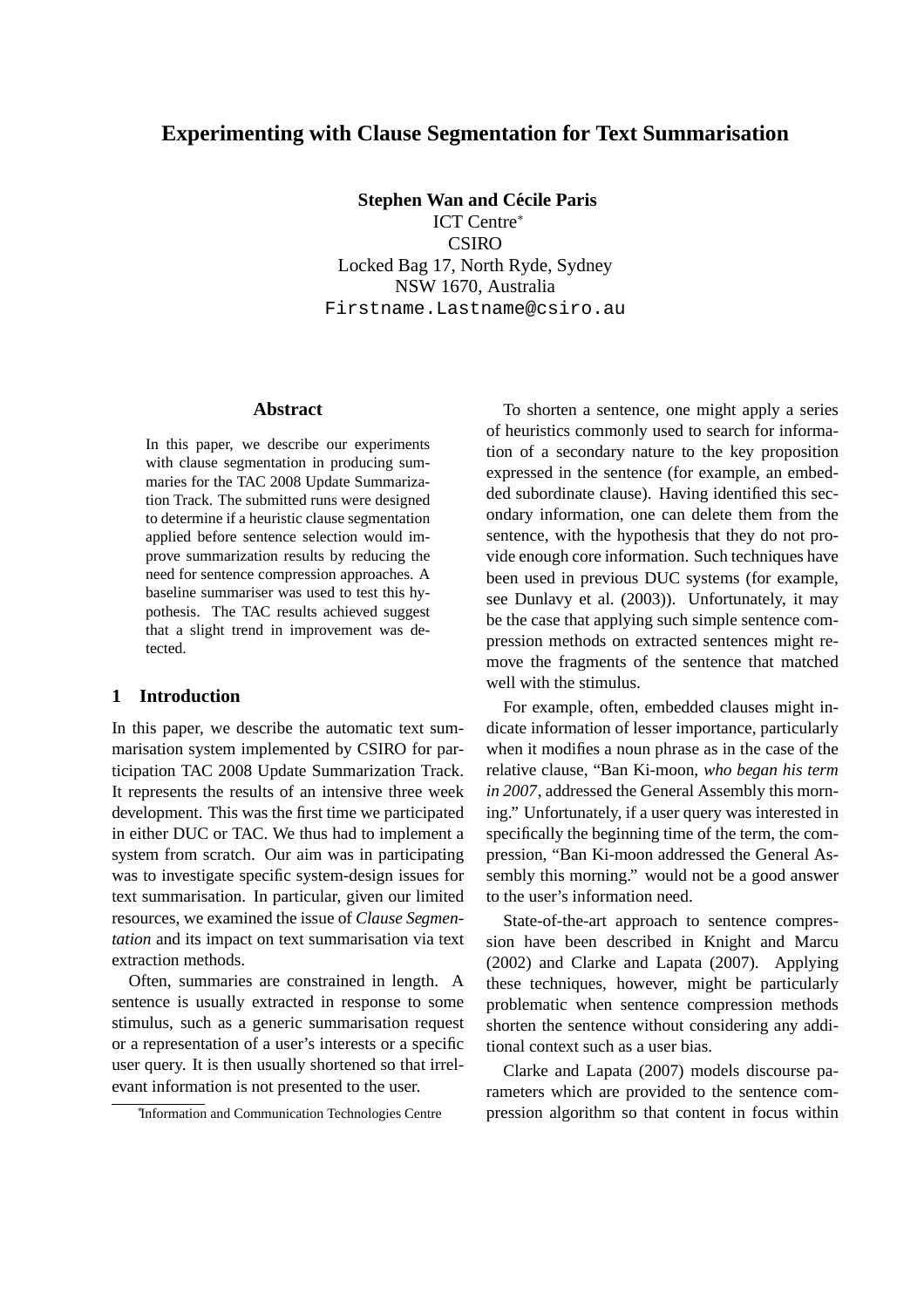# Experimenting with Clause Segmentation for Text Summarisation

**Stephen Wan and Cécile Paris**
ICT Centre*
CSIRO
Locked Bag 17, North Ryde, Sydney
NSW 1670, Australia
Firstname.Lastname@csiro.au

## Abstract

In this paper, we describe our experiments with clause segmentation in producing summaries for the TAC 2008 Update Summarization Track. The submitted runs were designed to determine if a heuristic clause segmentation applied before sentence selection would improve summarization results by reducing the need for sentence compression approaches. A baseline summariser was used to test this hypothesis. The TAC results achieved suggest that a slight trend in improvement was detected.

## 1 Introduction

In this paper, we describe the automatic text summarisation system implemented by CSIRO for participation TAC 2008 Update Summarization Track. It represents the results of an intensive three week development. This was the first time we participated in either DUC or TAC. We thus had to implement a system from scratch. Our aim was in participating was to investigate specific system-design issues for text summarisation. In particular, given our limited resources, we examined the issue of *Clause Segmentation* and its impact on text summarisation via text extraction methods.

Often, summaries are constrained in length. A sentence is usually extracted in response to some stimulus, such as a generic summarisation request or a representation of a user's interests or a specific user query. It is then usually shortened so that irrelevant information is not presented to the user.

To shorten a sentence, one might apply a series of heuristics commonly used to search for information of a secondary nature to the key proposition expressed in the sentence (for example, an embedded subordinate clause). Having identified this secondary information, one can delete them from the sentence, with the hypothesis that they do not provide enough core information. Such techniques have been used in previous DUC systems (for example, see Dunlavy et al. (2003)). Unfortunately, it may be the case that applying such simple sentence compression methods on extracted sentences might remove the fragments of the sentence that matched well with the stimulus.

For example, often, embedded clauses might indicate information of lesser importance, particularly when it modifies a noun phrase as in the case of the relative clause, "Ban Ki-moon, *who began his term in 2007*, addressed the General Assembly this morning." Unfortunately, if a user query was interested in specifically the beginning time of the term, the compression, "Ban Ki-moon addressed the General Assembly this morning." would not be a good answer to the user's information need.

State-of-the-art approach to sentence compression have been described in Knight and Marcu (2002) and Clarke and Lapata (2007). Applying these techniques, however, might be particularly problematic when sentence compression methods shorten the sentence without considering any additional context such as a user bias.

Clarke and Lapata (2007) models discourse parameters which are provided to the sentence compression algorithm so that content in focus within

*Information and Communication Technologies Centre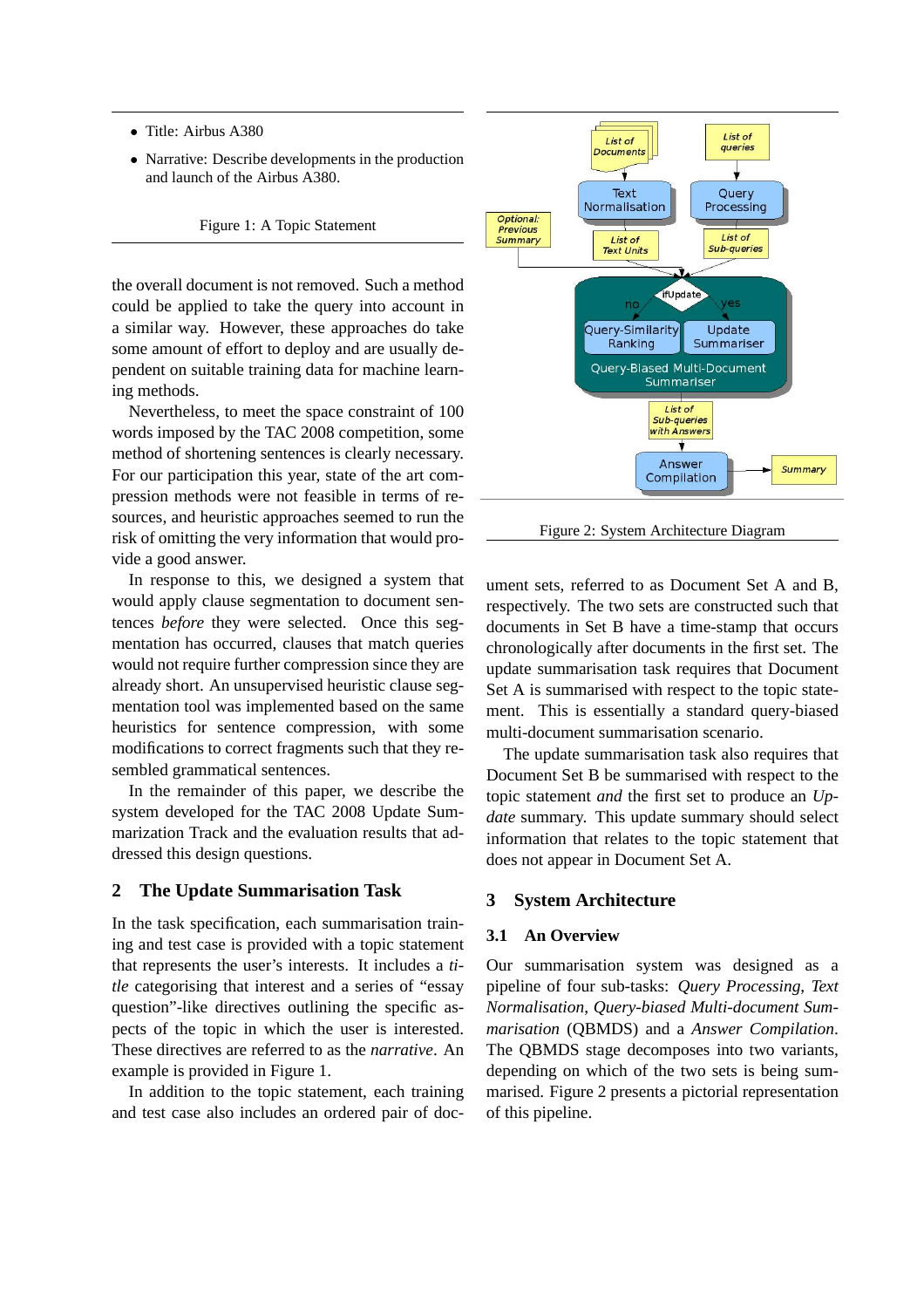- Title: Airbus A380
- Narrative: Describe developments in the production and launch of the Airbus A380.

Figure 1: A Topic Statement

the overall document is not removed. Such a method could be applied to take the query into account in a similar way. However, these approaches do take some amount of effort to deploy and are usually dependent on suitable training data for machine learning methods.

Nevertheless, to meet the space constraint of 100 words imposed by the TAC 2008 competition, some method of shortening sentences is clearly necessary. For our participation this year, state of the art compression methods were not feasible in terms of resources, and heuristic approaches seemed to run the risk of omitting the very information that would provide a good answer.

In response to this, we designed a system that would apply clause segmentation to document sentences *before* they were selected. Once this segmentation has occurred, clauses that match queries would not require further compression since they are already short. An unsupervised heuristic clause segmentation tool was implemented based on the same heuristics for sentence compression, with some modifications to correct fragments such that they resembled grammatical sentences.

In the remainder of this paper, we describe the system developed for the TAC 2008 Update Summarization Track and the evaluation results that addressed this design questions.

## 2 The Update Summarisation Task

In the task specification, each summarisation training and test case is provided with a topic statement that represents the user's interests. It includes a *title* categorising that interest and a series of "essay question"-like directives outlining the specific aspects of the topic in which the user is interested. These directives are referred to as the *narrative*. An example is provided in Figure 1.

In addition to the topic statement, each training and test case also includes an ordered pair of document sets, referred to as Document Set A and B, respectively. The two sets are constructed such that documents in Set B have a time-stamp that occurs chronologically after documents in the first set. The update summarisation task requires that Document Set A is summarised with respect to the topic statement. This is essentially a standard query-biased multi-document summarisation scenario.

The update summarisation task also requires that Document Set B be summarised with respect to the topic statement *and* the first set to produce an *Update* summary. This update summary should select information that relates to the topic statement that does not appear in Document Set A.

Figure 2: System Architecture Diagram

## 3 System Architecture

### 3.1 An Overview

Our summarisation system was designed as a pipeline of four sub-tasks: *Query Processing*, *Text Normalisation*, *Query-biased Multi-document Summarisation* (QBMDS) and a *Answer Compilation*. The QBMDS stage decomposes into two variants, depending on which of the two sets is being summarised. Figure 2 presents a pictorial representation of this pipeline.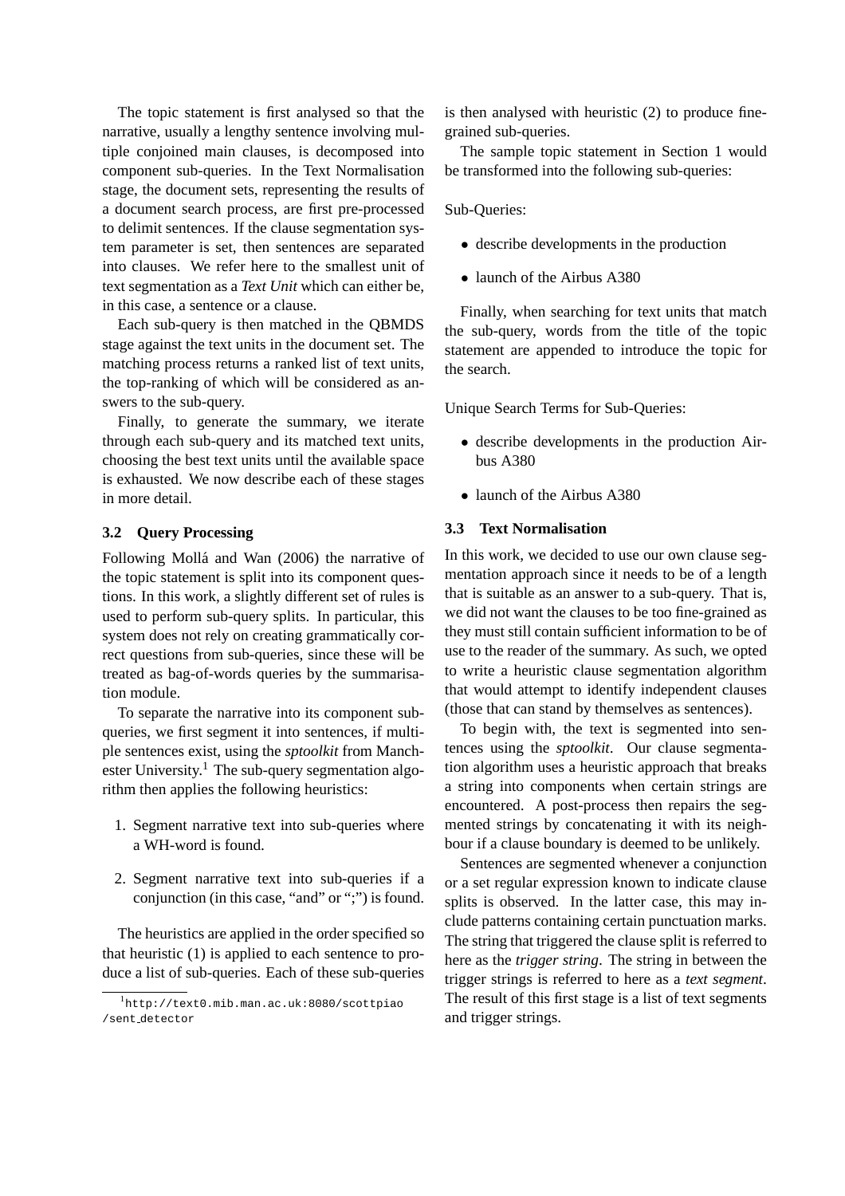The topic statement is first analysed so that the narrative, usually a lengthy sentence involving multiple conjoined main clauses, is decomposed into component sub-queries. In the Text Normalisation stage, the document sets, representing the results of a document search process, are first pre-processed to delimit sentences. If the clause segmentation system parameter is set, then sentences are separated into clauses. We refer here to the smallest unit of text segmentation as a *Text Unit* which can either be, in this case, a sentence or a clause.

Each sub-query is then matched in the QBMDS stage against the text units in the document set. The matching process returns a ranked list of text units, the top-ranking of which will be considered as answers to the sub-query.

Finally, to generate the summary, we iterate through each sub-query and its matched text units, choosing the best text units until the available space is exhausted. We now describe each of these stages in more detail.

### 3.2 Query Processing

Following Mollá and Wan (2006) the narrative of the topic statement is split into its component questions. In this work, a slightly different set of rules is used to perform sub-query splits. In particular, this system does not rely on creating grammatically correct questions from sub-queries, since these will be treated as bag-of-words queries by the summarisation module.

To separate the narrative into its component sub-queries, we first segment it into sentences, if multiple sentences exist, using the *sptoolkit* from Manchester University.[1] The sub-query segmentation algorithm then applies the following heuristics:

1. Segment narrative text into sub-queries where a WH-word is found.
2. Segment narrative text into sub-queries if a conjunction (in this case, "and" or ";") is found.

The heuristics are applied in the order specified so that heuristic (1) is applied to each sentence to produce a list of sub-queries. Each of these sub-queries is then analysed with heuristic (2) to produce fine-grained sub-queries.

The sample topic statement in Section 1 would be transformed into the following sub-queries:

Sub-Queries:

- describe developments in the production
- launch of the Airbus A380

Finally, when searching for text units that match the sub-query, words from the title of the topic statement are appended to introduce the topic for the search.

Unique Search Terms for Sub-Queries:

- describe developments in the production Airbus A380
- launch of the Airbus A380

### 3.3 Text Normalisation

In this work, we decided to use our own clause segmentation approach since it needs to be of a length that is suitable as an answer to a sub-query. That is, we did not want the clauses to be too fine-grained as they must still contain sufficient information to be of use to the reader of the summary. As such, we opted to write a heuristic clause segmentation algorithm that would attempt to identify independent clauses (those that can stand by themselves as sentences).

To begin with, the text is segmented into sentences using the *sptoolkit*. Our clause segmentation algorithm uses a heuristic approach that breaks a string into components when certain strings are encountered. A post-process then repairs the segmented strings by concatenating it with its neighbour if a clause boundary is deemed to be unlikely.

Sentences are segmented whenever a conjunction or a set regular expression known to indicate clause splits is observed. In the latter case, this may include patterns containing certain punctuation marks. The string that triggered the clause split is referred to here as the *trigger string*. The string in between the trigger strings is referred to here as a *text segment*. The result of this first stage is a list of text segments and trigger strings.

[1] http://text0.mib.man.ac.uk:8080/scottpiao/sent_detector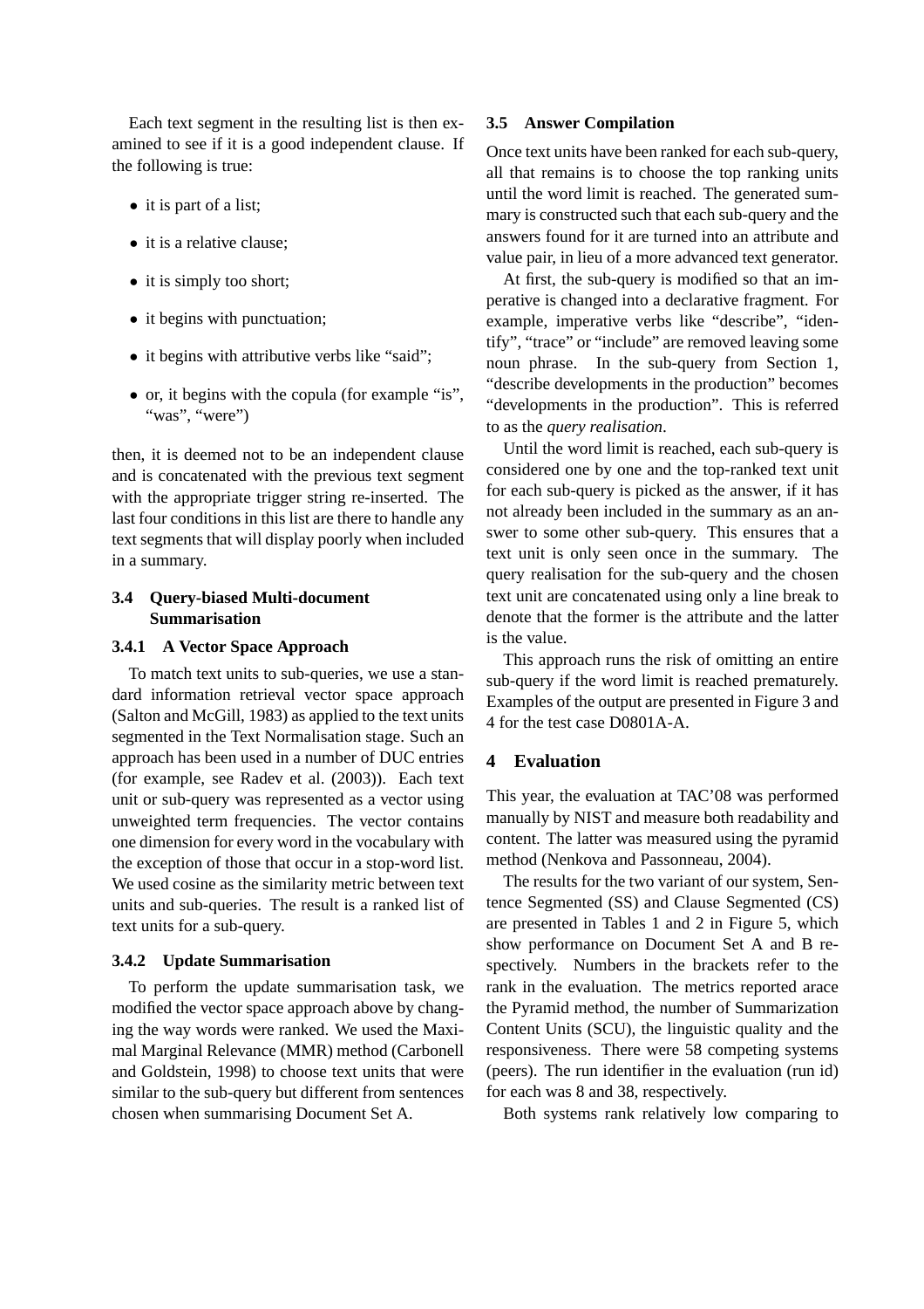Each text segment in the resulting list is then examined to see if it is a good independent clause. If the following is true:

- it is part of a list;
- it is a relative clause;
- it is simply too short;
- it begins with punctuation;
- it begins with attributive verbs like "said";
- or, it begins with the copula (for example "is", "was", "were")

then, it is deemed not to be an independent clause and is concatenated with the previous text segment with the appropriate trigger string re-inserted. The last four conditions in this list are there to handle any text segments that will display poorly when included in a summary.

### 3.4 Query-biased Multi-document Summarisation

#### 3.4.1 A Vector Space Approach

To match text units to sub-queries, we use a standard information retrieval vector space approach (Salton and McGill, 1983) as applied to the text units segmented in the Text Normalisation stage. Such an approach has been used in a number of DUC entries (for example, see Radev et al. (2003)). Each text unit or sub-query was represented as a vector using unweighted term frequencies. The vector contains one dimension for every word in the vocabulary with the exception of those that occur in a stop-word list. We used cosine as the similarity metric between text units and sub-queries. The result is a ranked list of text units for a sub-query.

#### 3.4.2 Update Summarisation

To perform the update summarisation task, we modified the vector space approach above by changing the way words were ranked. We used the Maximal Marginal Relevance (MMR) method (Carbonell and Goldstein, 1998) to choose text units that were similar to the sub-query but different from sentences chosen when summarising Document Set A.

### 3.5 Answer Compilation

Once text units have been ranked for each sub-query, all that remains is to choose the top ranking units until the word limit is reached. The generated summary is constructed such that each sub-query and the answers found for it are turned into an attribute and value pair, in lieu of a more advanced text generator.

At first, the sub-query is modified so that an imperative is changed into a declarative fragment. For example, imperative verbs like "describe", "identify", "trace" or "include" are removed leaving some noun phrase. In the sub-query from Section 1, "describe developments in the production" becomes "developments in the production". This is referred to as the *query realisation*.

Until the word limit is reached, each sub-query is considered one by one and the top-ranked text unit for each sub-query is picked as the answer, if it has not already been included in the summary as an answer to some other sub-query. This ensures that a text unit is only seen once in the summary. The query realisation for the sub-query and the chosen text unit are concatenated using only a line break to denote that the former is the attribute and the latter is the value.

This approach runs the risk of omitting an entire sub-query if the word limit is reached prematurely. Examples of the output are presented in Figure 3 and 4 for the test case D0801A-A.

## 4 Evaluation

This year, the evaluation at TAC'08 was performed manually by NIST and measure both readability and content. The latter was measured using the pyramid method (Nenkova and Passonneau, 2004).

The results for the two variant of our system, Sentence Segmented (SS) and Clause Segmented (CS) are presented in Tables 1 and 2 in Figure 5, which show performance on Document Set A and B respectively. Numbers in the brackets refer to the rank in the evaluation. The metrics reported arace the Pyramid method, the number of Summarization Content Units (SCU), the linguistic quality and the responsiveness. There were 58 competing systems (peers). The run identifier in the evaluation (run id) for each was 8 and 38, respectively.

Both systems rank relatively low comparing to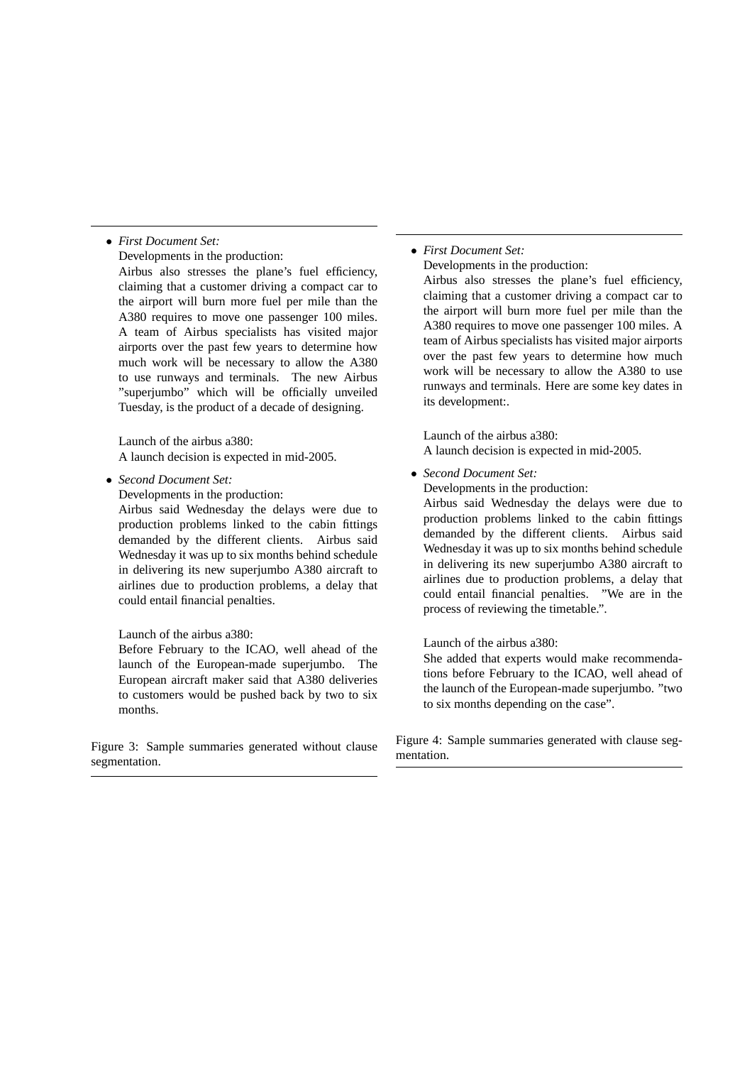- *First Document Set:*

  Developments in the production:

  Airbus also stresses the plane's fuel efficiency, claiming that a customer driving a compact car to the airport will burn more fuel per mile than the A380 requires to move one passenger 100 miles. A team of Airbus specialists has visited major airports over the past few years to determine how much work will be necessary to allow the A380 to use runways and terminals. The new Airbus "superjumbo" which will be officially unveiled Tuesday, is the product of a decade of designing.

  Launch of the airbus a380:

  A launch decision is expected in mid-2005.

- *Second Document Set:*

  Developments in the production:

  Airbus said Wednesday the delays were due to production problems linked to the cabin fittings demanded by the different clients. Airbus said Wednesday it was up to six months behind schedule in delivering its new superjumbo A380 aircraft to airlines due to production problems, a delay that could entail financial penalties.

  Launch of the airbus a380:

  Before February to the ICAO, well ahead of the launch of the European-made superjumbo. The European aircraft maker said that A380 deliveries to customers would be pushed back by two to six months.

Figure 3: Sample summaries generated without clause segmentation.

- *First Document Set:*

  Developments in the production:

  Airbus also stresses the plane's fuel efficiency, claiming that a customer driving a compact car to the airport will burn more fuel per mile than the A380 requires to move one passenger 100 miles. A team of Airbus specialists has visited major airports over the past few years to determine how much work will be necessary to allow the A380 to use runways and terminals. Here are some key dates in its development:.

  Launch of the airbus a380:

  A launch decision is expected in mid-2005.

- *Second Document Set:*

  Developments in the production:

  Airbus said Wednesday the delays were due to production problems linked to the cabin fittings demanded by the different clients. Airbus said Wednesday it was up to six months behind schedule in delivering its new superjumbo A380 aircraft to airlines due to production problems, a delay that could entail financial penalties. "We are in the process of reviewing the timetable.".

  Launch of the airbus a380:

  She added that experts would make recommendations before February to the ICAO, well ahead of the launch of the European-made superjumbo. "two to six months depending on the case".

Figure 4: Sample summaries generated with clause segmentation.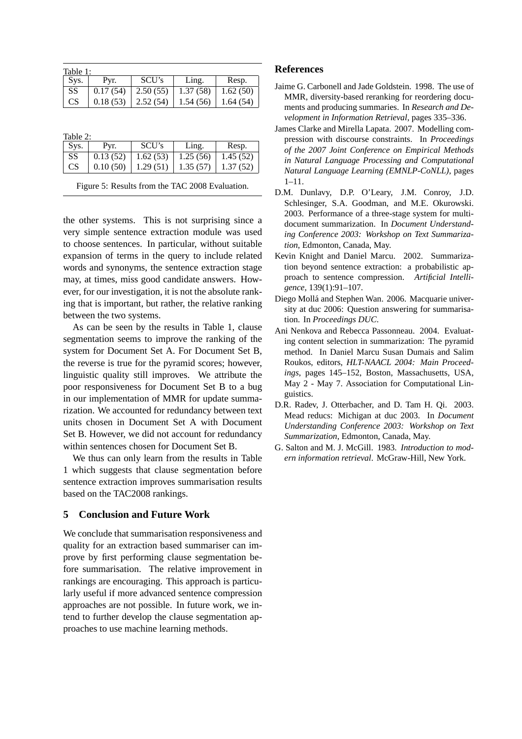Table 1:

| Sys. | Pyr. | SCU's | Ling. | Resp. |
|---|---|---|---|---|
| SS | 0.17 (54) | 2.50 (55) | 1.37 (58) | 1.62 (50) |
| CS | 0.18 (53) | 2.52 (54) | 1.54 (56) | 1.64 (54) |

Table 2:

| Sys. | Pyr. | SCU's | Ling. | Resp. |
|---|---|---|---|---|
| SS | 0.13 (52) | 1.62 (53) | 1.25 (56) | 1.45 (52) |
| CS | 0.10 (50) | 1.29 (51) | 1.35 (57) | 1.37 (52) |

Figure 5: Results from the TAC 2008 Evaluation.

the other systems. This is not surprising since a very simple sentence extraction module was used to choose sentences. In particular, without suitable expansion of terms in the query to include related words and synonyms, the sentence extraction stage may, at times, miss good candidate answers. However, for our investigation, it is not the absolute ranking that is important, but rather, the relative ranking between the two systems.

As can be seen by the results in Table 1, clause segmentation seems to improve the ranking of the system for Document Set A. For Document Set B, the reverse is true for the pyramid scores; however, linguistic quality still improves. We attribute the poor responsiveness for Document Set B to a bug in our implementation of MMR for update summarization. We accounted for redundancy between text units chosen in Document Set A with Document Set B. However, we did not account for redundancy within sentences chosen for Document Set B.

We thus can only learn from the results in Table 1 which suggests that clause segmentation before sentence extraction improves summarisation results based on the TAC2008 rankings.

## 5 Conclusion and Future Work

We conclude that summarisation responsiveness and quality for an extraction based summariser can improve by first performing clause segmentation before summarisation. The relative improvement in rankings are encouraging. This approach is particularly useful if more advanced sentence compression approaches are not possible. In future work, we intend to further develop the clause segmentation approaches to use machine learning methods.

## References

Jaime G. Carbonell and Jade Goldstein. 1998. The use of MMR, diversity-based reranking for reordering documents and producing summaries. In *Research and Development in Information Retrieval*, pages 335–336.

James Clarke and Mirella Lapata. 2007. Modelling compression with discourse constraints. In *Proceedings of the 2007 Joint Conference on Empirical Methods in Natural Language Processing and Computational Natural Language Learning (EMNLP-CoNLL)*, pages 1–11.

D.M. Dunlavy, D.P. O'Leary, J.M. Conroy, J.D. Schlesinger, S.A. Goodman, and M.E. Okurowski. 2003. Performance of a three-stage system for multi-document summarization. In *Document Understanding Conference 2003: Workshop on Text Summarization*, Edmonton, Canada, May.

Kevin Knight and Daniel Marcu. 2002. Summarization beyond sentence extraction: a probabilistic approach to sentence compression. *Artificial Intelligence*, 139(1):91–107.

Diego Mollá and Stephen Wan. 2006. Macquarie university at duc 2006: Question answering for summarisation. In *Proceedings DUC*.

Ani Nenkova and Rebecca Passonneau. 2004. Evaluating content selection in summarization: The pyramid method. In Daniel Marcu Susan Dumais and Salim Roukos, editors, *HLT-NAACL 2004: Main Proceedings*, pages 145–152, Boston, Massachusetts, USA, May 2 - May 7. Association for Computational Linguistics.

D.R. Radev, J. Otterbacher, and D. Tam H. Qi. 2003. Mead reducs: Michigan at duc 2003. In *Document Understanding Conference 2003: Workshop on Text Summarization*, Edmonton, Canada, May.

G. Salton and M. J. McGill. 1983. *Introduction to modern information retrieval*. McGraw-Hill, New York.